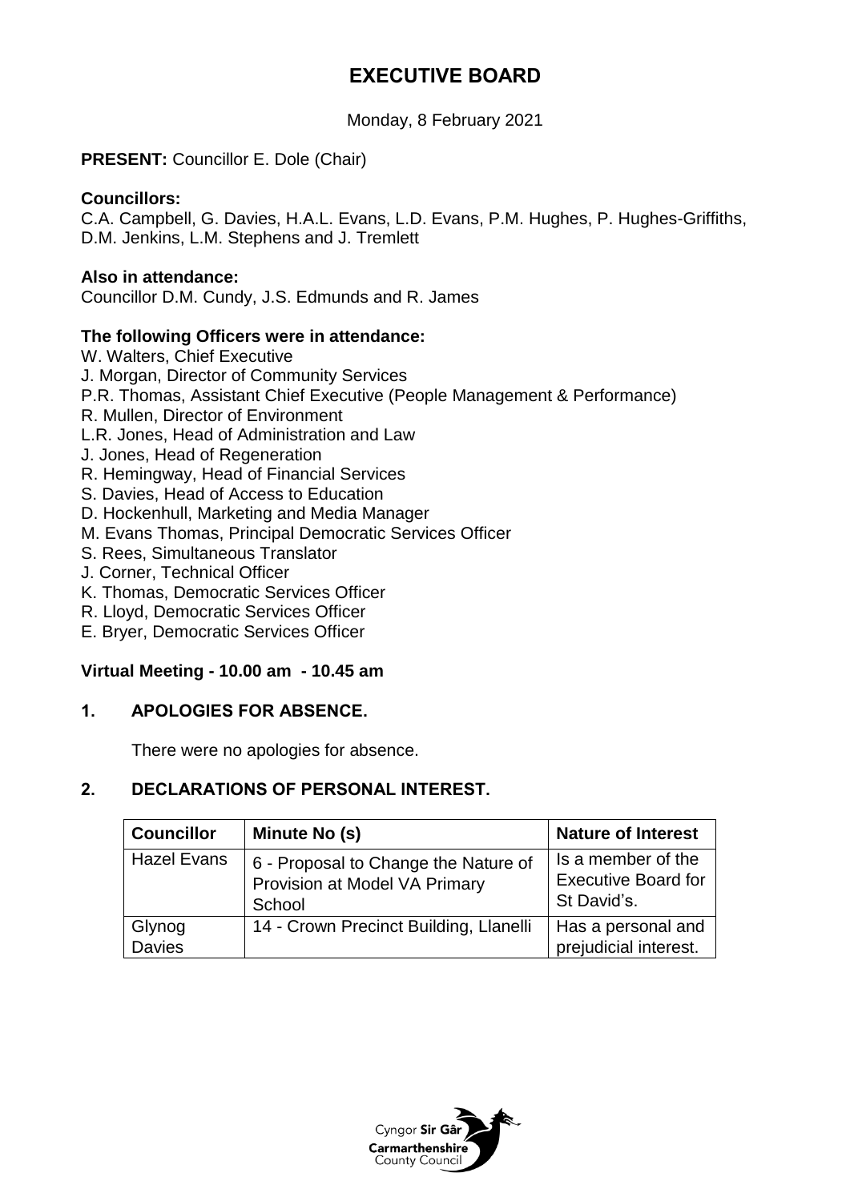# EXECUTIVE BOARD

Monday, 8 February 2021

**PRESENT:** Councillor E. Dole (Chair)

**Councillors:**
C.A. Campbell, G. Davies, H.A.L. Evans, L.D. Evans, P.M. Hughes, P. Hughes-Griffiths, D.M. Jenkins, L.M. Stephens and J. Tremlett

**Also in attendance:**
Councillor D.M. Cundy, J.S. Edmunds and R. James

**The following Officers were in attendance:**
W. Walters, Chief Executive
J. Morgan, Director of Community Services
P.R. Thomas, Assistant Chief Executive (People Management & Performance)
R. Mullen, Director of Environment
L.R. Jones, Head of Administration and Law
J. Jones, Head of Regeneration
R. Hemingway, Head of Financial Services
S. Davies, Head of Access to Education
D. Hockenhull, Marketing and Media Manager
M. Evans Thomas, Principal Democratic Services Officer
S. Rees, Simultaneous Translator
J. Corner, Technical Officer
K. Thomas, Democratic Services Officer
R. Lloyd, Democratic Services Officer
E. Bryer, Democratic Services Officer

**Virtual Meeting - 10.00 am - 10.45 am**

## 1. APOLOGIES FOR ABSENCE.

There were no apologies for absence.

## 2. DECLARATIONS OF PERSONAL INTEREST.

| Councillor | Minute No (s) | Nature of Interest |
|---|---|---|
| Hazel Evans | 6 - Proposal to Change the Nature of Provision at Model VA Primary School | Is a member of the Executive Board for St David's. |
| Glynog Davies | 14 - Crown Precinct Building, Llanelli | Has a personal and prejudicial interest. |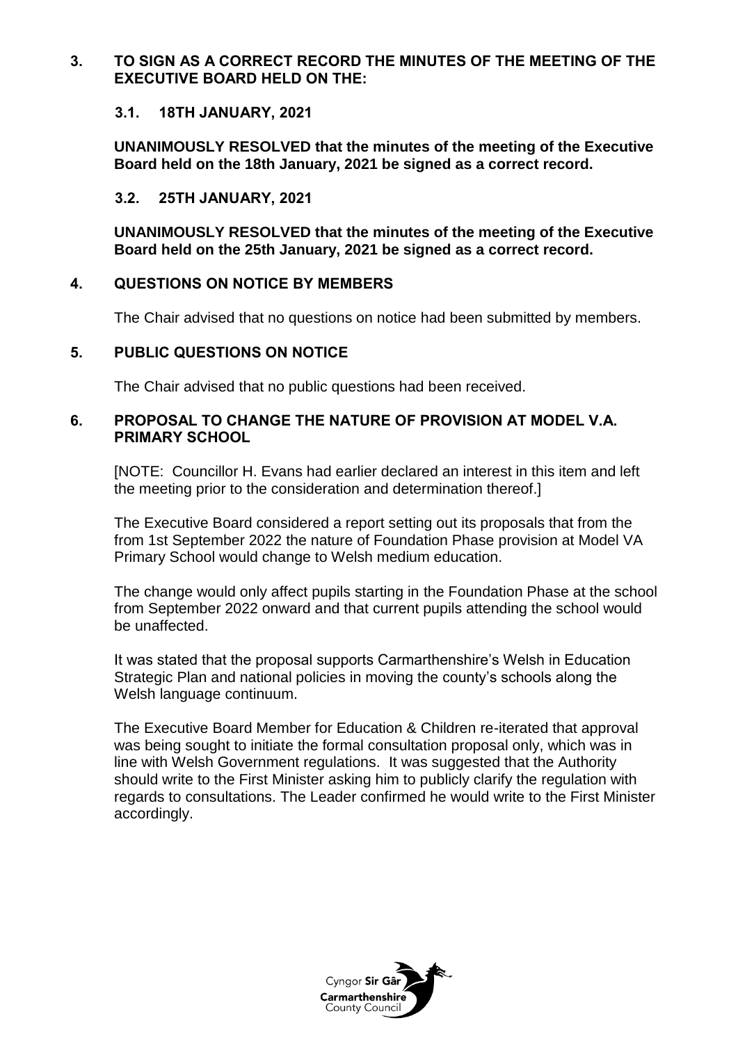## 3. TO SIGN AS A CORRECT RECORD THE MINUTES OF THE MEETING OF THE EXECUTIVE BOARD HELD ON THE:

### 3.1. 18TH JANUARY, 2021

**UNANIMOUSLY RESOLVED that the minutes of the meeting of the Executive Board held on the 18th January, 2021 be signed as a correct record.**

### 3.2. 25TH JANUARY, 2021

**UNANIMOUSLY RESOLVED that the minutes of the meeting of the Executive Board held on the 25th January, 2021 be signed as a correct record.**

## 4. QUESTIONS ON NOTICE BY MEMBERS

The Chair advised that no questions on notice had been submitted by members.

## 5. PUBLIC QUESTIONS ON NOTICE

The Chair advised that no public questions had been received.

## 6. PROPOSAL TO CHANGE THE NATURE OF PROVISION AT MODEL V.A. PRIMARY SCHOOL

[NOTE: Councillor H. Evans had earlier declared an interest in this item and left the meeting prior to the consideration and determination thereof.]

The Executive Board considered a report setting out its proposals that from the from 1st September 2022 the nature of Foundation Phase provision at Model VA Primary School would change to Welsh medium education.

The change would only affect pupils starting in the Foundation Phase at the school from September 2022 onward and that current pupils attending the school would be unaffected.

It was stated that the proposal supports Carmarthenshire's Welsh in Education Strategic Plan and national policies in moving the county's schools along the Welsh language continuum.

The Executive Board Member for Education & Children re-iterated that approval was being sought to initiate the formal consultation proposal only, which was in line with Welsh Government regulations. It was suggested that the Authority should write to the First Minister asking him to publicly clarify the regulation with regards to consultations. The Leader confirmed he would write to the First Minister accordingly.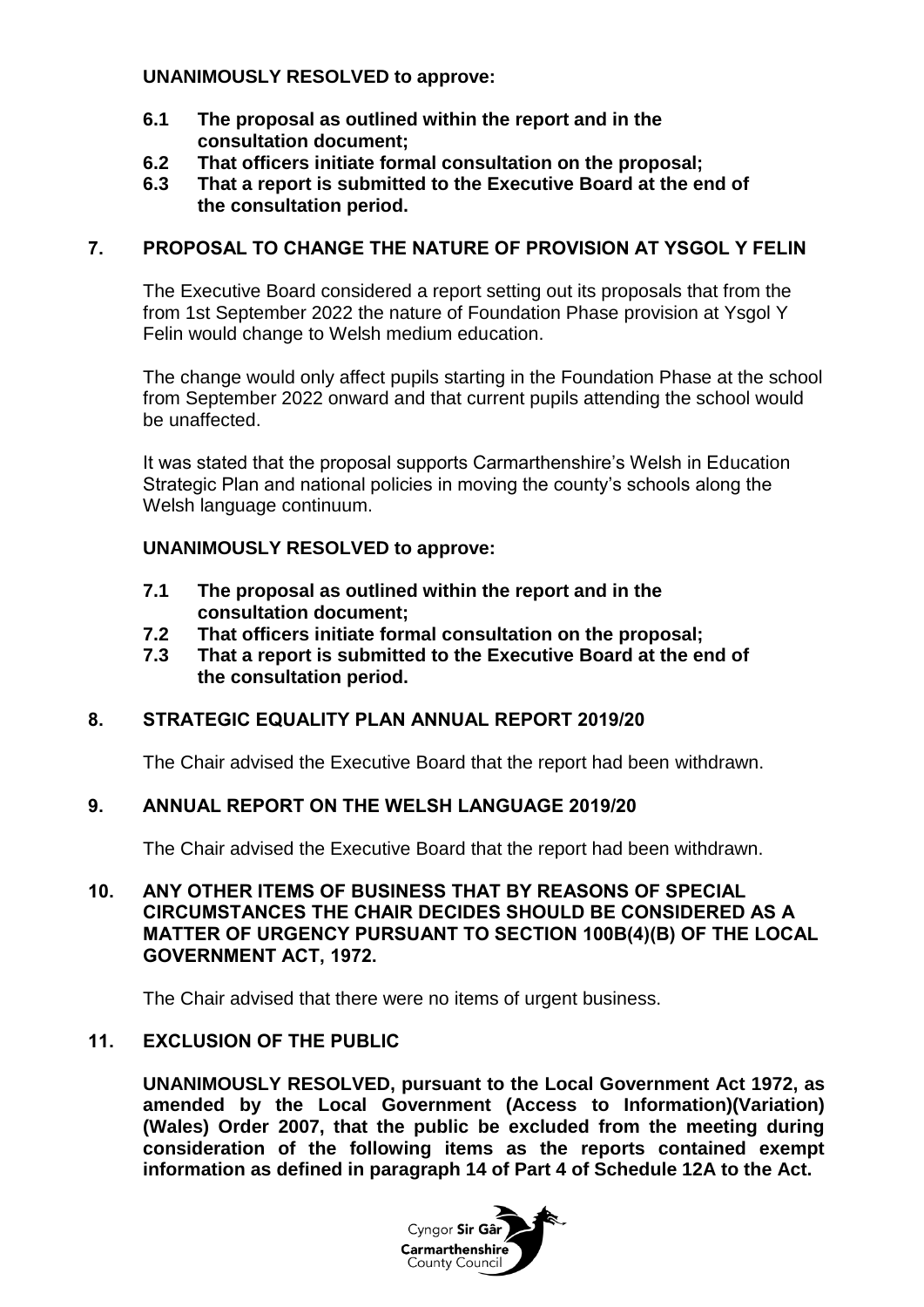**UNANIMOUSLY RESOLVED to approve:**

**6.1 The proposal as outlined within the report and in the consultation document;**
**6.2 That officers initiate formal consultation on the proposal;**
**6.3 That a report is submitted to the Executive Board at the end of the consultation period.**

## 7. PROPOSAL TO CHANGE THE NATURE OF PROVISION AT YSGOL Y FELIN

The Executive Board considered a report setting out its proposals that from the from 1st September 2022 the nature of Foundation Phase provision at Ysgol Y Felin would change to Welsh medium education.

The change would only affect pupils starting in the Foundation Phase at the school from September 2022 onward and that current pupils attending the school would be unaffected.

It was stated that the proposal supports Carmarthenshire's Welsh in Education Strategic Plan and national policies in moving the county's schools along the Welsh language continuum.

**UNANIMOUSLY RESOLVED to approve:**

**7.1 The proposal as outlined within the report and in the consultation document;**
**7.2 That officers initiate formal consultation on the proposal;**
**7.3 That a report is submitted to the Executive Board at the end of the consultation period.**

## 8. STRATEGIC EQUALITY PLAN ANNUAL REPORT 2019/20

The Chair advised the Executive Board that the report had been withdrawn.

## 9. ANNUAL REPORT ON THE WELSH LANGUAGE 2019/20

The Chair advised the Executive Board that the report had been withdrawn.

## 10. ANY OTHER ITEMS OF BUSINESS THAT BY REASONS OF SPECIAL CIRCUMSTANCES THE CHAIR DECIDES SHOULD BE CONSIDERED AS A MATTER OF URGENCY PURSUANT TO SECTION 100B(4)(B) OF THE LOCAL GOVERNMENT ACT, 1972.

The Chair advised that there were no items of urgent business.

## 11. EXCLUSION OF THE PUBLIC

**UNANIMOUSLY RESOLVED, pursuant to the Local Government Act 1972, as amended by the Local Government (Access to Information)(Variation) (Wales) Order 2007, that the public be excluded from the meeting during consideration of the following items as the reports contained exempt information as defined in paragraph 14 of Part 4 of Schedule 12A to the Act.**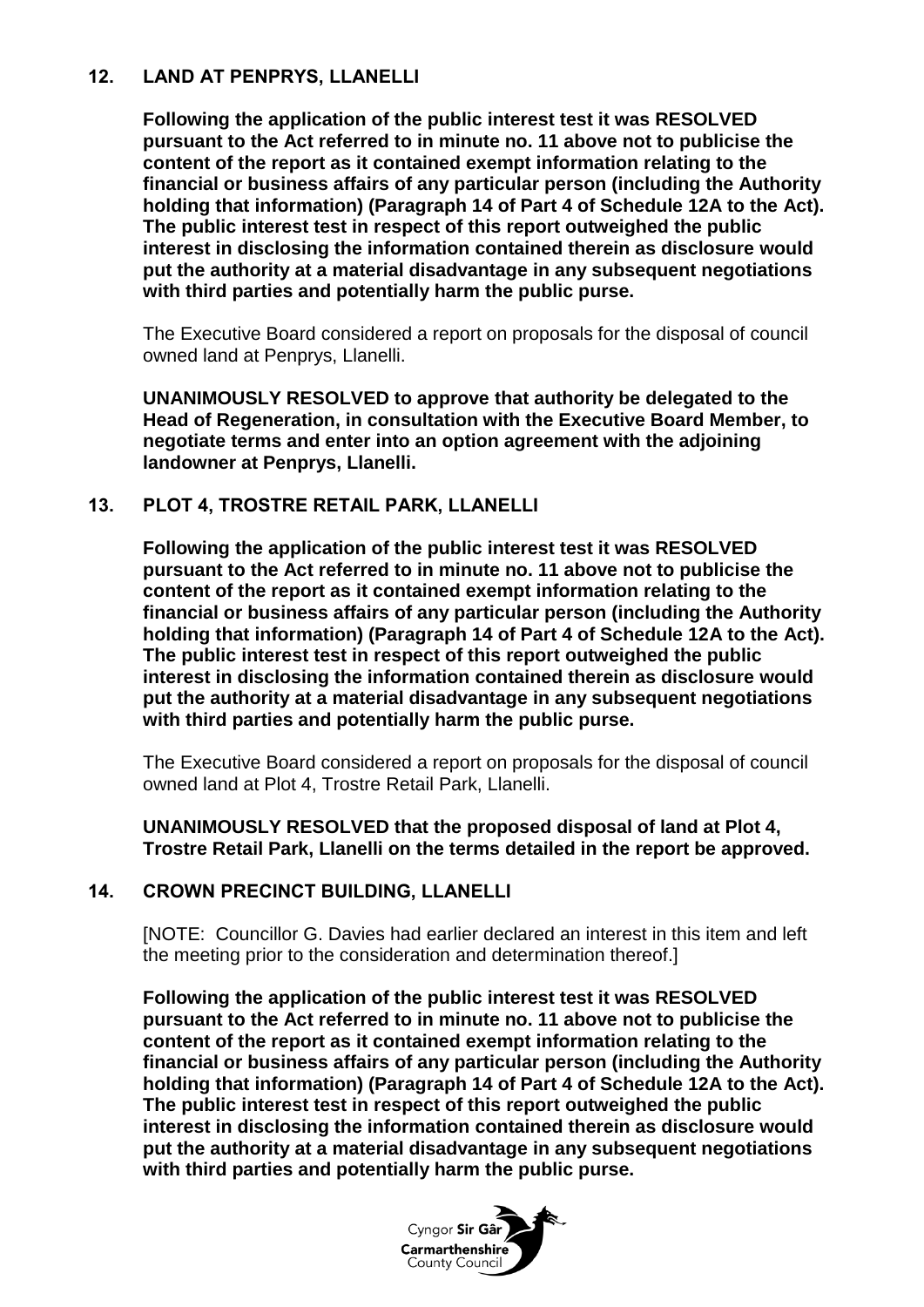## 12. LAND AT PENPRYS, LLANELLI

**Following the application of the public interest test it was RESOLVED pursuant to the Act referred to in minute no. 11 above not to publicise the content of the report as it contained exempt information relating to the financial or business affairs of any particular person (including the Authority holding that information) (Paragraph 14 of Part 4 of Schedule 12A to the Act). The public interest test in respect of this report outweighed the public interest in disclosing the information contained therein as disclosure would put the authority at a material disadvantage in any subsequent negotiations with third parties and potentially harm the public purse.**

The Executive Board considered a report on proposals for the disposal of council owned land at Penprys, Llanelli.

**UNANIMOUSLY RESOLVED to approve that authority be delegated to the Head of Regeneration, in consultation with the Executive Board Member, to negotiate terms and enter into an option agreement with the adjoining landowner at Penprys, Llanelli.**

## 13. PLOT 4, TROSTRE RETAIL PARK, LLANELLI

**Following the application of the public interest test it was RESOLVED pursuant to the Act referred to in minute no. 11 above not to publicise the content of the report as it contained exempt information relating to the financial or business affairs of any particular person (including the Authority holding that information) (Paragraph 14 of Part 4 of Schedule 12A to the Act). The public interest test in respect of this report outweighed the public interest in disclosing the information contained therein as disclosure would put the authority at a material disadvantage in any subsequent negotiations with third parties and potentially harm the public purse.**

The Executive Board considered a report on proposals for the disposal of council owned land at Plot 4, Trostre Retail Park, Llanelli.

**UNANIMOUSLY RESOLVED that the proposed disposal of land at Plot 4, Trostre Retail Park, Llanelli on the terms detailed in the report be approved.**

## 14. CROWN PRECINCT BUILDING, LLANELLI

[NOTE: Councillor G. Davies had earlier declared an interest in this item and left the meeting prior to the consideration and determination thereof.]

**Following the application of the public interest test it was RESOLVED pursuant to the Act referred to in minute no. 11 above not to publicise the content of the report as it contained exempt information relating to the financial or business affairs of any particular person (including the Authority holding that information) (Paragraph 14 of Part 4 of Schedule 12A to the Act). The public interest test in respect of this report outweighed the public interest in disclosing the information contained therein as disclosure would put the authority at a material disadvantage in any subsequent negotiations with third parties and potentially harm the public purse.**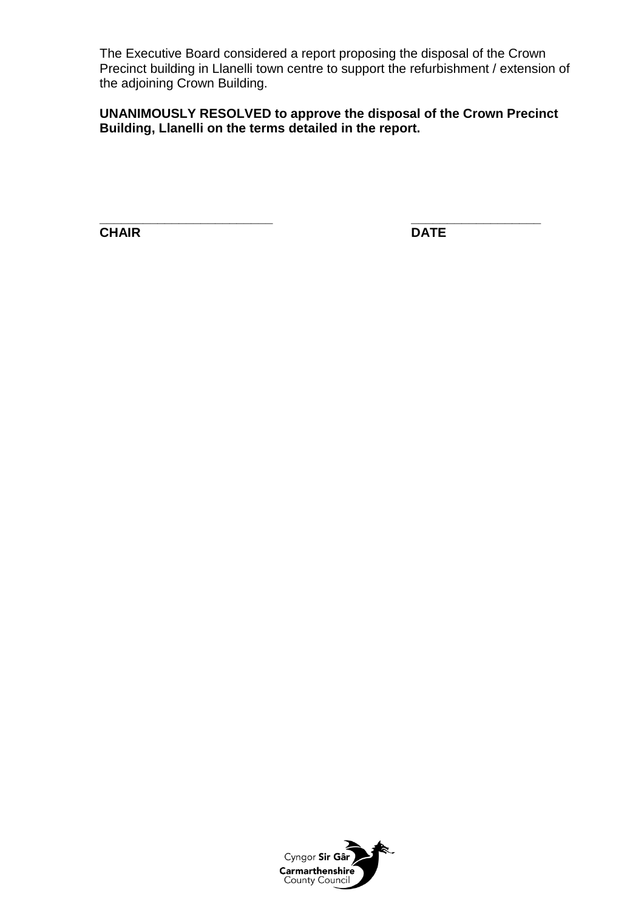The Executive Board considered a report proposing the disposal of the Crown Precinct building in Llanelli town centre to support the refurbishment / extension of the adjoining Crown Building.

**UNANIMOUSLY RESOLVED to approve the disposal of the Crown Precinct Building, Llanelli on the terms detailed in the report.**

________________________ ________________________

**CHAIR** **DATE**